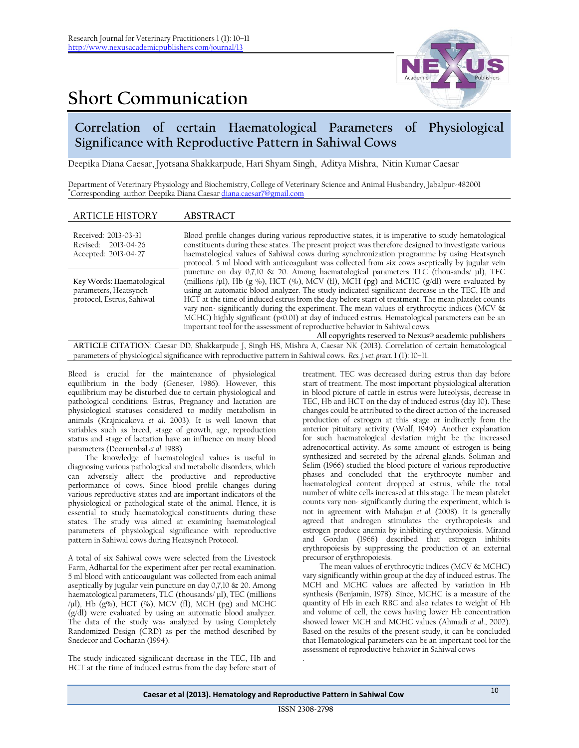Short Communication

# Correlation of certain Haematological Parameters of Physiological Significance with Reproductive Pattern in Sahiwal Cows

Deepika Diana Caesar, Jyotsana Shakkarpude, Hari Shyam Singh, Aditya Mishra, Nitin Kumar Caesar

Department of Veterinary Physiology and Biochemistry, College of Veterinary Science and Animal Husbandry, Jabalpur-482001
*Corresponding author: Deepika Diana Caesar diana.caesar7@gmail.com

**ARTICLE HISTORY**

Received: 2013-03-31
Revised: 2013-04-26
Accepted: 2013-04-27

**Key Words:** Haematological parameters, Heatsynch protocol, Estrus, Sahiwal

**ABSTRACT**

Blood profile changes during various reproductive states, it is imperative to study hematological constituents during these states. The present project was therefore designed to investigate various haematological values of Sahiwal cows during synchronization programme by using Heatsynch protocol. 5 ml blood with anticoagulant was collected from six cows aseptically by jugular vein puncture on day 0,7,10 & 20. Among haematological parameters TLC (thousands/ µl), TEC (millions /µl), Hb (g %), HCT (%), MCV (fl), MCH (pg) and MCHC (g/dl) were evaluated by using an automatic blood analyzer. The study indicated significant decrease in the TEC, Hb and HCT at the time of induced estrus from the day before start of treatment. The mean platelet counts vary non- significantly during the experiment. The mean values of erythrocytic indices (MCV & MCHC) highly significant ($p<0.01$) at day of induced estrus. Hematological parameters can be an important tool for the assessment of reproductive behavior in Sahiwal cows.

**All copyrights reserved to Nexus® academic publishers**

**ARTICLE CITATION**: Caesar DD, Shakkarpude J, Singh HS, Mishra A, Caesar NK (2013). Correlation of certain hematological parameters of physiological significance with reproductive pattern in Sahiwal cows. *Res. j. vet. pract.* 1 (1): 10–11.

Blood is crucial for the maintenance of physiological equilibrium in the body (Geneser, 1986). However, this equilibrium may be disturbed due to certain physiological and pathological conditions. Estrus, Pregnancy and lactation are physiological statuses considered to modify metabolism in animals (Krajnicakova *et al*. 2003). It is well known that variables such as breed, stage of growth, age, reproduction status and stage of lactation have an influence on many blood parameters (Doornenbal *et al*. 1988)

The knowledge of haematological values is useful in diagnosing various pathological and metabolic disorders, which can adversely affect the productive and reproductive performance of cows. Since blood profile changes during various reproductive states and are important indicators of the physiological or pathological state of the animal. Hence, it is essential to study haematological constituents during these states. The study was aimed at examining haematological parameters of physiological significance with reproductive pattern in Sahiwal cows during Heatsynch Protocol.

A total of six Sahiwal cows were selected from the Livestock Farm, Adhartal for the experiment after per rectal examination. 5 ml blood with anticoagulant was collected from each animal aseptically by jugular vein puncture on day 0,7,10 & 20. Among haematological parameters, TLC (thousands/ µl), TEC (millions /µl), Hb (g%), HCT (%), MCV (fl), MCH (pg) and MCHC (g/dl) were evaluated by using an automatic blood analyzer. The data of the study was analyzed by using Completely Randomized Design (CRD) as per the method described by Snedecor and Cocharan (1994).

The study indicated significant decrease in the TEC, Hb and HCT at the time of induced estrus from the day before start of treatment. TEC was decreased during estrus than day before start of treatment. The most important physiological alteration in blood picture of cattle in estrus were luteolysis, decrease in TEC, Hb and HCT on the day of induced estrus (day 10). These changes could be attributed to the direct action of the increased production of estrogen at this stage or indirectly from the anterior pituitary activity (Wolf, 1949). Another explanation for such haematological deviation might be the increased adrenocortical activity. As some amount of estrogen is being synthesized and secreted by the adrenal glands. Soliman and Selim (1966) studied the blood picture of various reproductive phases and concluded that the erythrocyte number and haematological content dropped at estrus, while the total number of white cells increased at this stage. The mean platelet counts vary non- significantly during the experiment, which is not in agreement with Mahajan *et al.* (2008). It is generally agreed that androgen stimulates the erythropoiesis and estrogen produce anemia by inhibiting erythropoiesis. Mirand and Gordan (1966) described that estrogen inhibits erythropoiesis by suppressing the production of an external precursor of erythropoiesis.

The mean values of erythrocytic indices (MCV & MCHC) vary significantly within group at the day of induced estrus. The MCH and MCHC values are affected by variation in Hb synthesis (Benjamin, 1978). Since, MCHC is a measure of the quantity of Hb in each RBC and also relates to weight of Hb and volume of cell, the cows having lower Hb concentration showed lower MCH and MCHC values (Ahmadi *et al*., 2002). Based on the results of the present study, it can be concluded that Hematological parameters can be an important tool for the assessment of reproductive behavior in Sahiwal cows

ISSN 2308-2798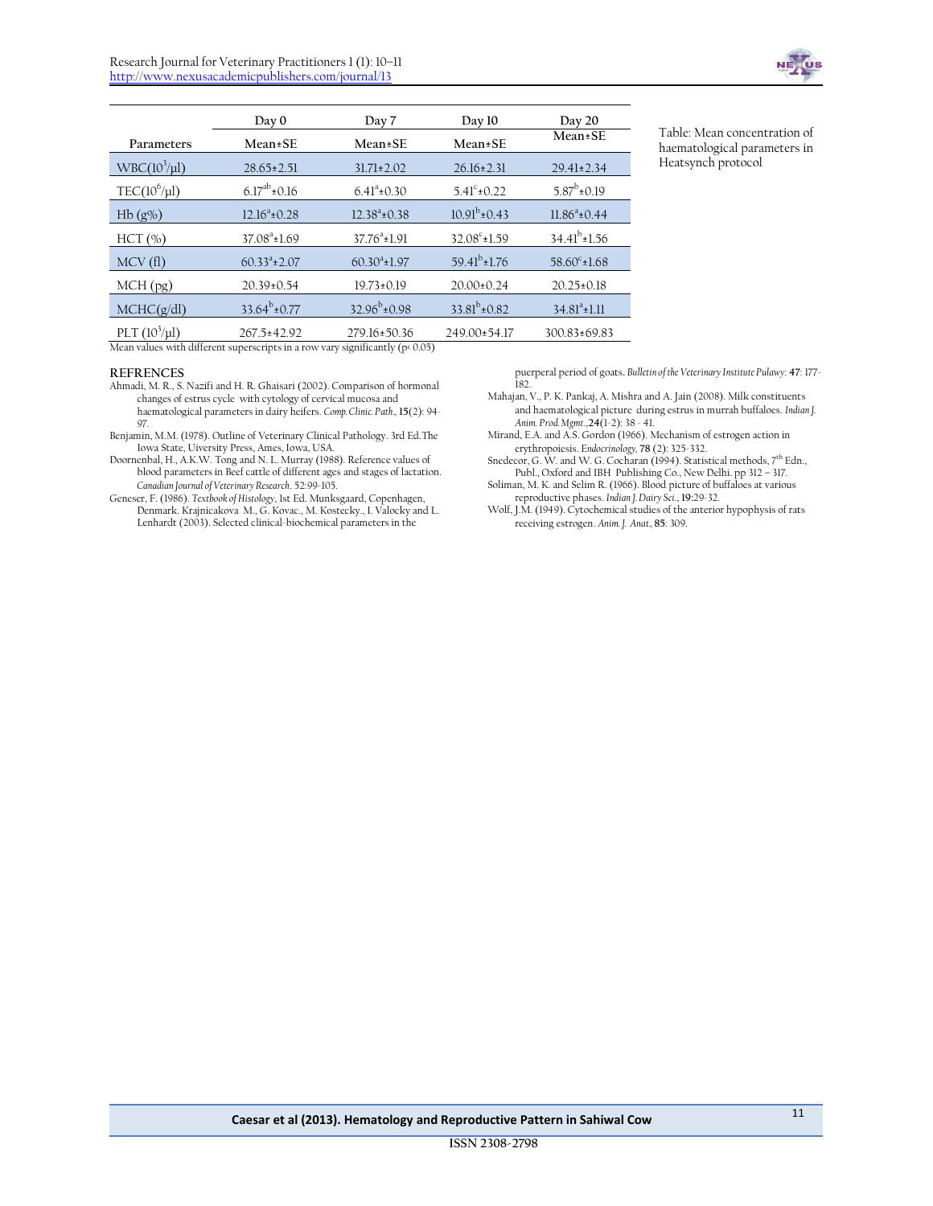| Parameters | Day 0<br>Mean±SE | Day 7<br>Mean±SE | Day 10<br>Mean±SE | Day 20<br>Mean±SE |
|---|---|---|---|---|
| WBC($10^3$/µl) | 28.65±2.51 | 31.71±2.02 | 26.16±2.31 | 29.41±2.34 |
| TEC($10^6$/µl) | 6.17$^{ab}$±0.16 | 6.41$^{a}$±0.30 | 5.41$^{c}$±0.22 | 5.87$^{b}$±0.19 |
| Hb (g%) | 12.16$^{a}$±0.28 | 12.38$^{a}$±0.38 | 10.91$^{b}$±0.43 | 11.86$^{a}$±0.44 |
| HCT (%) | 37.08$^{a}$±1.69 | 37.76$^{a}$±1.91 | 32.08$^{c}$±1.59 | 34.41$^{b}$±1.56 |
| MCV (fl) | 60.33$^{a}$±2.07 | 60.30$^{a}$±1.97 | 59.41$^{b}$±1.76 | 58.60$^{c}$±1.68 |
| MCH (pg) | 20.39±0.54 | 19.73±0.19 | 20.00±0.24 | 20.25±0.18 |
| MCHC(g/dl) | 33.64$^{b}$±0.77 | 32.96$^{b}$±0.98 | 33.81$^{b}$±0.82 | 34.81$^{a}$±1.11 |
| PLT ($10^3$/µl) | 267.5±42.92 | 279.16±50.36 | 249.00±54.17 | 300.83±69.83 |

Mean values with different superscripts in a row vary significantly ($p < 0.05$)

Table: Mean concentration of haematological parameters in Heatsynch protocol

## REFRENCES

Ahmadi, M. R., S. Nazifi and H. R. Ghaisari (2002). Comparison of hormonal changes of estrus cycle with cytology of cervical mucosa and haematological parameters in dairy heifers. *Comp. Clinic. Path.*, **15**(2): 94-97.

Benjamin, M.M. (1978). Outline of Veterinary Clinical Pathology. 3rd Ed.The Iowa State, Uiversity Press, Ames, Iowa, USA.

Doornenbal, H., A.K.W. Tong and N. L. Murray (1988). Reference values of blood parameters in Beef cattle of different ages and stages of lactation. *Canadian Journal of Veterinary Research*. 52:99-105.

Geneser, F. (1986). *Textbook of Histology*, 1st Ed. Munksgaard, Copenhagen, Denmark. Krajnicakova M., G. Kovac., M. Kostecky., I. Valocky and L. Lenhardt (2003). Selected clinical-biochemical parameters in the puerperal period of goats. *Bulletin of the Veterinary Institute Pulawy*: **47**: 177-182.

Mahajan, V., P. K. Pankaj, A. Mishra and A. Jain (2008). Milk constituents and haematological picture during estrus in murrah buffaloes. *Indian J. Anim. Prod. Mgmt*.,**24**(1-2): 38 - 41.

Mirand, E.A. and A.S. Gordon (1966). Mechanism of estrogen action in erythropoiesis. *Endocrinology*, **78** (2): 325-332.

Snedecor, G. W. and W. G. Cocharan (1994). Statistical methods, 7th Edn., Publ., Oxford and IBH Publishing Co., New Delhi. pp 312 – 317.

Soliman, M. K. and Selim R. (1966). Blood picture of buffaloes at various reproductive phases. *Indian J. Dairy Sci*., **19**:29-32.

Wolf, J.M. (1949). Cytochemical studies of the anterior hypophysis of rats receiving estrogen. *Anim. J. Anat.*, **85**: 309.